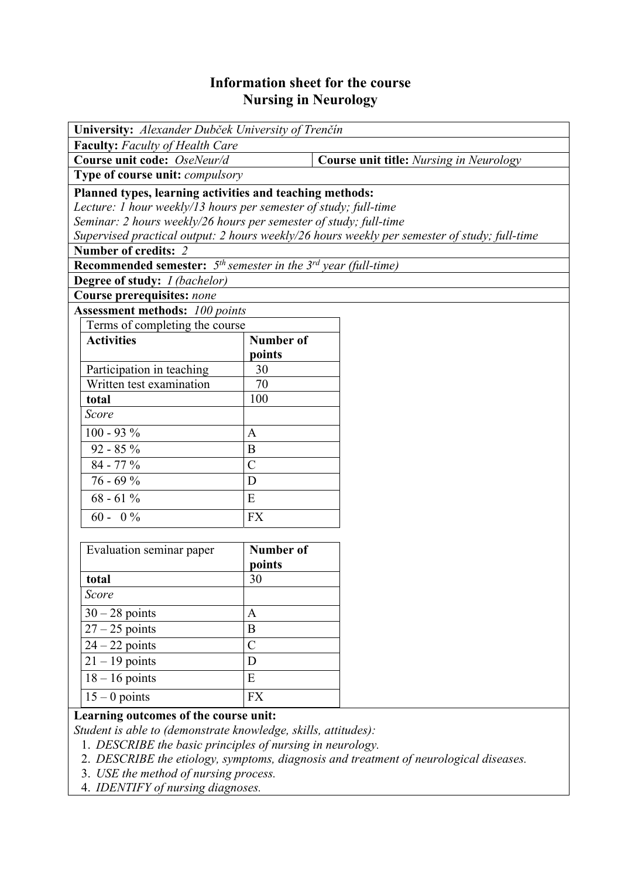# Information sheet for the course
# Nursing in Neurology

**University:** *Alexander Dubček University of Trenčín*

**Faculty:** *Faculty of Health Care*

**Course unit code:** *OseNeur/d*

**Course unit title:** *Nursing in Neurology*

**Type of course unit:** *compulsory*

**Planned types, learning activities and teaching methods:**
*Lecture: 1 hour weekly/13 hours per semester of study; full-time*
*Seminar: 2 hours weekly/26 hours per semester of study; full-time*
*Supervised practical output: 2 hours weekly/26 hours weekly per semester of study; full-time*

**Number of credits:** *2*

**Recommended semester:** *5th semester in the 3rd year (full-time)*

**Degree of study:** *I (bachelor)*

**Course prerequisites:** *none*

**Assessment methods:** *100 points*

| Terms of completing the course | |
|---|---|
| **Activities** | **Number of points** |
| Participation in teaching | 30 |
| Written test examination | 70 |
| **total** | 100 |
| *Score* | |
| 100 - 93 % | A |
| 92 - 85 % | B |
| 84 - 77 % | C |
| 76 - 69 % | D |
| 68 - 61 % | E |
| 60 - 0 % | FX |

| Evaluation seminar paper | **Number of points** |
|---|---|
| **total** | 30 |
| *Score* | |
| 30 – 28 points | A |
| 27 – 25 points | B |
| 24 – 22 points | C |
| 21 – 19 points | D |
| 18 – 16 points | E |
| 15 – 0 points | FX |

**Learning outcomes of the course unit:**
*Student is able to (demonstrate knowledge, skills, attitudes):*

1. *DESCRIBE the basic principles of nursing in neurology.*
2. *DESCRIBE the etiology, symptoms, diagnosis and treatment of neurological diseases.*
3. *USE the method of nursing process.*
4. *IDENTIFY of nursing diagnoses.*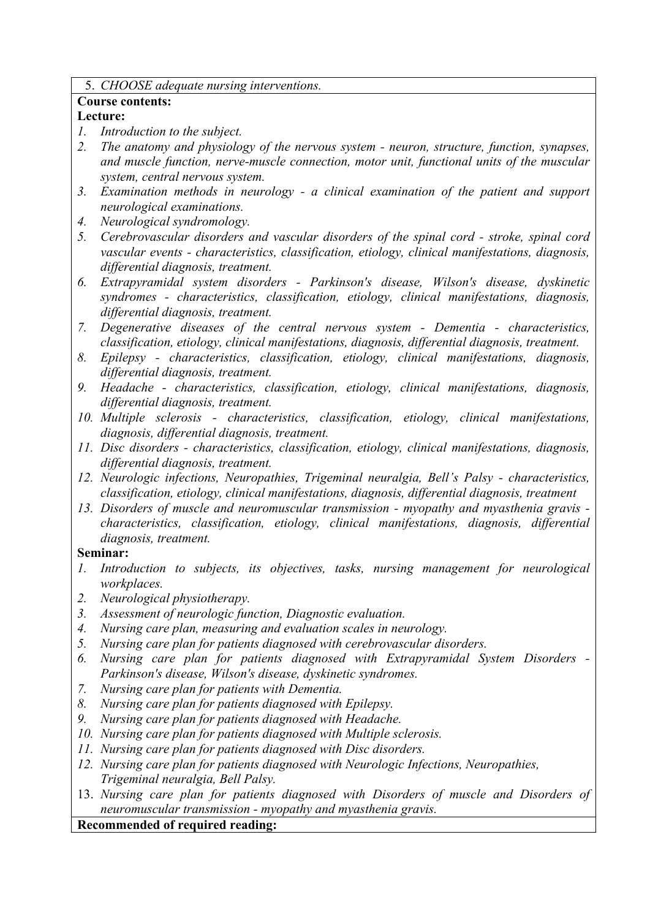5. *CHOOSE adequate nursing interventions.*

**Course contents:**

**Lecture:**

1. *Introduction to the subject.*
2. *The anatomy and physiology of the nervous system - neuron, structure, function, synapses, and muscle function, nerve-muscle connection, motor unit, functional units of the muscular system, central nervous system.*
3. *Examination methods in neurology - a clinical examination of the patient and support neurological examinations.*
4. *Neurological syndromology.*
5. *Cerebrovascular disorders and vascular disorders of the spinal cord - stroke, spinal cord vascular events - characteristics, classification, etiology, clinical manifestations, diagnosis, differential diagnosis, treatment.*
6. *Extrapyramidal system disorders - Parkinson's disease, Wilson's disease, dyskinetic syndromes - characteristics, classification, etiology, clinical manifestations, diagnosis, differential diagnosis, treatment.*
7. *Degenerative diseases of the central nervous system - Dementia - characteristics, classification, etiology, clinical manifestations, diagnosis, differential diagnosis, treatment.*
8. *Epilepsy - characteristics, classification, etiology, clinical manifestations, diagnosis, differential diagnosis, treatment.*
9. *Headache - characteristics, classification, etiology, clinical manifestations, diagnosis, differential diagnosis, treatment.*
10. *Multiple sclerosis - characteristics, classification, etiology, clinical manifestations, diagnosis, differential diagnosis, treatment.*
11. *Disc disorders - characteristics, classification, etiology, clinical manifestations, diagnosis, differential diagnosis, treatment.*
12. *Neurologic infections, Neuropathies, Trigeminal neuralgia, Bell's Palsy - characteristics, classification, etiology, clinical manifestations, diagnosis, differential diagnosis, treatment*
13. *Disorders of muscle and neuromuscular transmission - myopathy and myasthenia gravis - characteristics, classification, etiology, clinical manifestations, diagnosis, differential diagnosis, treatment.*

**Seminar:**

1. *Introduction to subjects, its objectives, tasks, nursing management for neurological workplaces.*
2. *Neurological physiotherapy.*
3. *Assessment of neurologic function, Diagnostic evaluation.*
4. *Nursing care plan, measuring and evaluation scales in neurology.*
5. *Nursing care plan for patients diagnosed with cerebrovascular disorders.*
6. *Nursing care plan for patients diagnosed with Extrapyramidal System Disorders - Parkinson's disease, Wilson's disease, dyskinetic syndromes.*
7. *Nursing care plan for patients with Dementia.*
8. *Nursing care plan for patients diagnosed with Epilepsy.*
9. *Nursing care plan for patients diagnosed with Headache.*
10. *Nursing care plan for patients diagnosed with Multiple sclerosis.*
11. *Nursing care plan for patients diagnosed with Disc disorders.*
12. *Nursing care plan for patients diagnosed with Neurologic Infections, Neuropathies, Trigeminal neuralgia, Bell Palsy.*
13. *Nursing care plan for patients diagnosed with Disorders of muscle and Disorders of neuromuscular transmission - myopathy and myasthenia gravis.*

**Recommended of required reading:**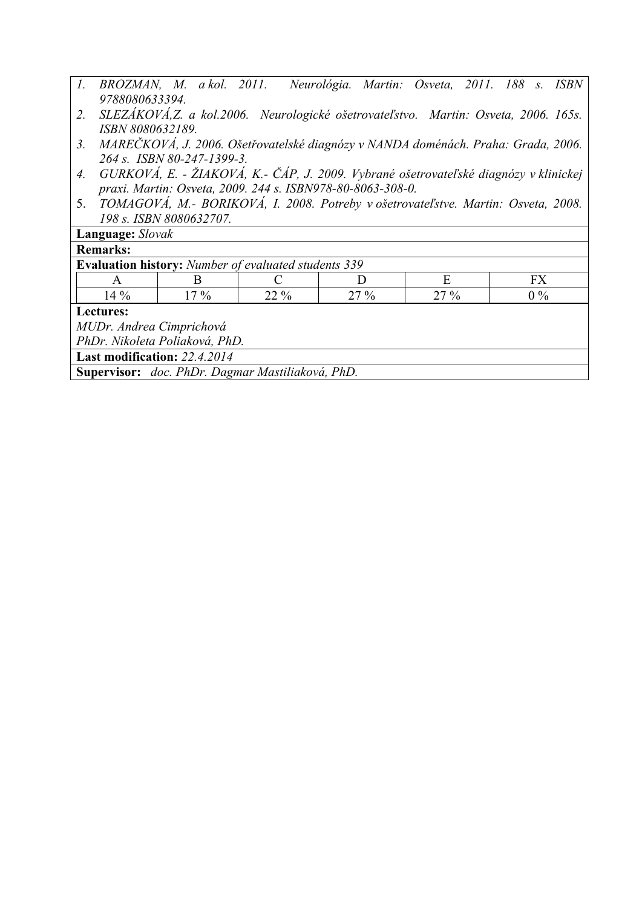1. *BROZMAN, M. a kol. 2011. Neurológia. Martin: Osveta, 2011. 188 s. ISBN 9788080633394.*
2. *SLEZÁKOVÁ,Z. a kol.2006. Neurologické ošetrovateľstvo. Martin: Osveta, 2006. 165s. ISBN 8080632189.*
3. *MAREČKOVÁ, J. 2006. Ošetřovatelské diagnózy v NANDA doménách. Praha: Grada, 2006. 264 s. ISBN 80-247-1399-3.*
4. *GURKOVÁ, E. - ŽIAKOVÁ, K.- ČÁP, J. 2009. Vybrané ošetrovateľské diagnózy v klinickej praxi. Martin: Osveta, 2009. 244 s. ISBN978-80-8063-308-0.*
5. *TOMAGOVÁ, M.- BORIKOVÁ, I. 2008. Potreby v ošetrovateľstve. Martin: Osveta, 2008. 198 s. ISBN 8080632707.*

**Language:** *Slovak*

**Remarks:**

**Evaluation history:** *Number of evaluated students 339*

| A | B | C | D | E | FX |
|---|---|---|---|---|---|
| 14 % | 17 % | 22 % | 27 % | 27 % | 0 % |

**Lectures:**

*MUDr. Andrea Cimprichová*

*PhDr. Nikoleta Poliaková, PhD.*

**Last modification:** *22.4.2014*

**Supervisor:** *doc. PhDr. Dagmar Mastiliaková, PhD.*